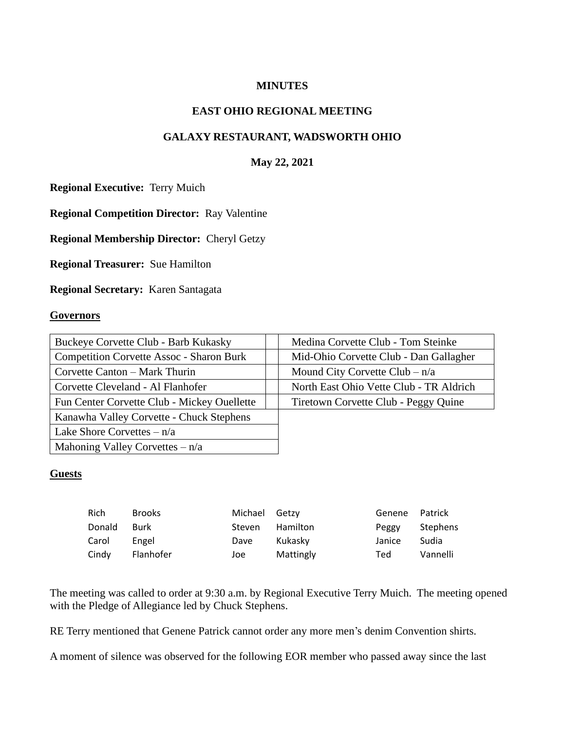**MINUTES**

**EAST OHIO REGIONAL MEETING**

**GALAXY RESTAURANT, WADSWORTH OHIO**

**May 22, 2021**

**Regional Executive:** Terry Muich

**Regional Competition Director:** Ray Valentine

**Regional Membership Director:** Cheryl Getzy

**Regional Treasurer:** Sue Hamilton

**Regional Secretary:** Karen Santagata

**Governors**

| | | |
|---|---|---|
| Buckeye Corvette Club - Barb Kukasky | | Medina Corvette Club - Tom Steinke |
| Competition Corvette Assoc - Sharon Burk | | Mid-Ohio Corvette Club - Dan Gallagher |
| Corvette Canton – Mark Thurin | | Mound City Corvette Club – n/a |
| Corvette Cleveland - Al Flanhofer | | North East Ohio Vette Club - TR Aldrich |
| Fun Center Corvette Club - Mickey Ouellette | | Tiretown Corvette Club - Peggy Quine |
| Kanawha Valley Corvette - Chuck Stephens | | |
| Lake Shore Corvettes – n/a | | |
| Mahoning Valley Corvettes – n/a | | |

**Guests**

| | | | | | |
|---|---|---|---|---|---|
| Rich | Brooks | Michael | Getzy | Genene | Patrick |
| Donald | Burk | Steven | Hamilton | Peggy | Stephens |
| Carol | Engel | Dave | Kukasky | Janice | Sudia |
| Cindy | Flanhofer | Joe | Mattingly | Ted | Vannelli |

The meeting was called to order at 9:30 a.m. by Regional Executive Terry Muich. The meeting opened with the Pledge of Allegiance led by Chuck Stephens.

RE Terry mentioned that Genene Patrick cannot order any more men's denim Convention shirts.

A moment of silence was observed for the following EOR member who passed away since the last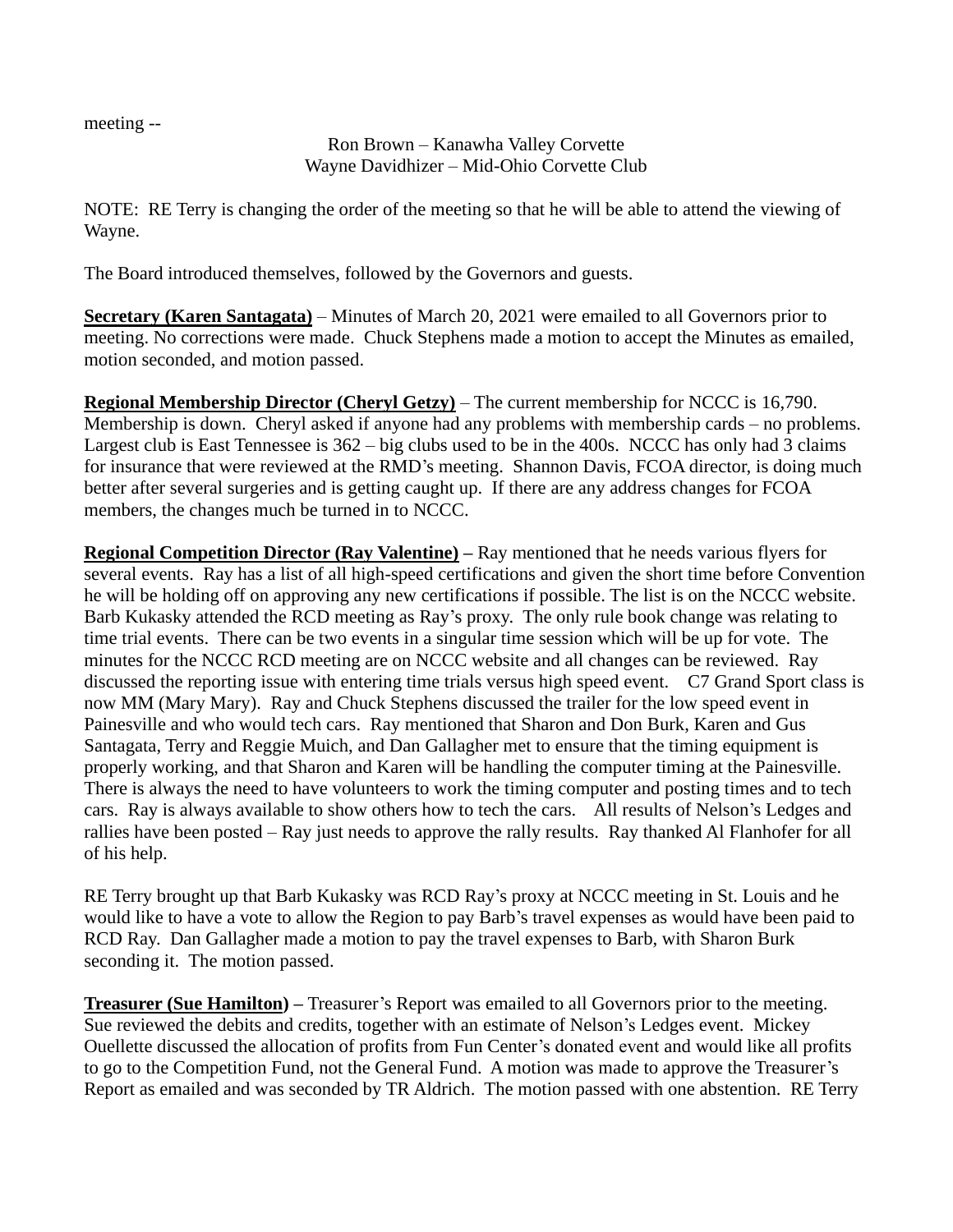meeting --

Ron Brown – Kanawha Valley Corvette
Wayne Davidhizer – Mid-Ohio Corvette Club

NOTE: RE Terry is changing the order of the meeting so that he will be able to attend the viewing of Wayne.

The Board introduced themselves, followed by the Governors and guests.

**Secretary (Karen Santagata)** – Minutes of March 20, 2021 were emailed to all Governors prior to meeting. No corrections were made. Chuck Stephens made a motion to accept the Minutes as emailed, motion seconded, and motion passed.

**Regional Membership Director (Cheryl Getzy)** – The current membership for NCCC is 16,790. Membership is down. Cheryl asked if anyone had any problems with membership cards – no problems. Largest club is East Tennessee is 362 – big clubs used to be in the 400s. NCCC has only had 3 claims for insurance that were reviewed at the RMD's meeting. Shannon Davis, FCOA director, is doing much better after several surgeries and is getting caught up. If there are any address changes for FCOA members, the changes much be turned in to NCCC.

**Regional Competition Director (Ray Valentine) –** Ray mentioned that he needs various flyers for several events. Ray has a list of all high-speed certifications and given the short time before Convention he will be holding off on approving any new certifications if possible. The list is on the NCCC website. Barb Kukasky attended the RCD meeting as Ray's proxy. The only rule book change was relating to time trial events. There can be two events in a singular time session which will be up for vote. The minutes for the NCCC RCD meeting are on NCCC website and all changes can be reviewed. Ray discussed the reporting issue with entering time trials versus high speed event. C7 Grand Sport class is now MM (Mary Mary). Ray and Chuck Stephens discussed the trailer for the low speed event in Painesville and who would tech cars. Ray mentioned that Sharon and Don Burk, Karen and Gus Santagata, Terry and Reggie Muich, and Dan Gallagher met to ensure that the timing equipment is properly working, and that Sharon and Karen will be handling the computer timing at the Painesville. There is always the need to have volunteers to work the timing computer and posting times and to tech cars. Ray is always available to show others how to tech the cars. All results of Nelson's Ledges and rallies have been posted – Ray just needs to approve the rally results. Ray thanked Al Flanhofer for all of his help.

RE Terry brought up that Barb Kukasky was RCD Ray's proxy at NCCC meeting in St. Louis and he would like to have a vote to allow the Region to pay Barb's travel expenses as would have been paid to RCD Ray. Dan Gallagher made a motion to pay the travel expenses to Barb, with Sharon Burk seconding it. The motion passed.

**Treasurer (Sue Hamilton) –** Treasurer's Report was emailed to all Governors prior to the meeting. Sue reviewed the debits and credits, together with an estimate of Nelson's Ledges event. Mickey Ouellette discussed the allocation of profits from Fun Center's donated event and would like all profits to go to the Competition Fund, not the General Fund. A motion was made to approve the Treasurer's Report as emailed and was seconded by TR Aldrich. The motion passed with one abstention. RE Terry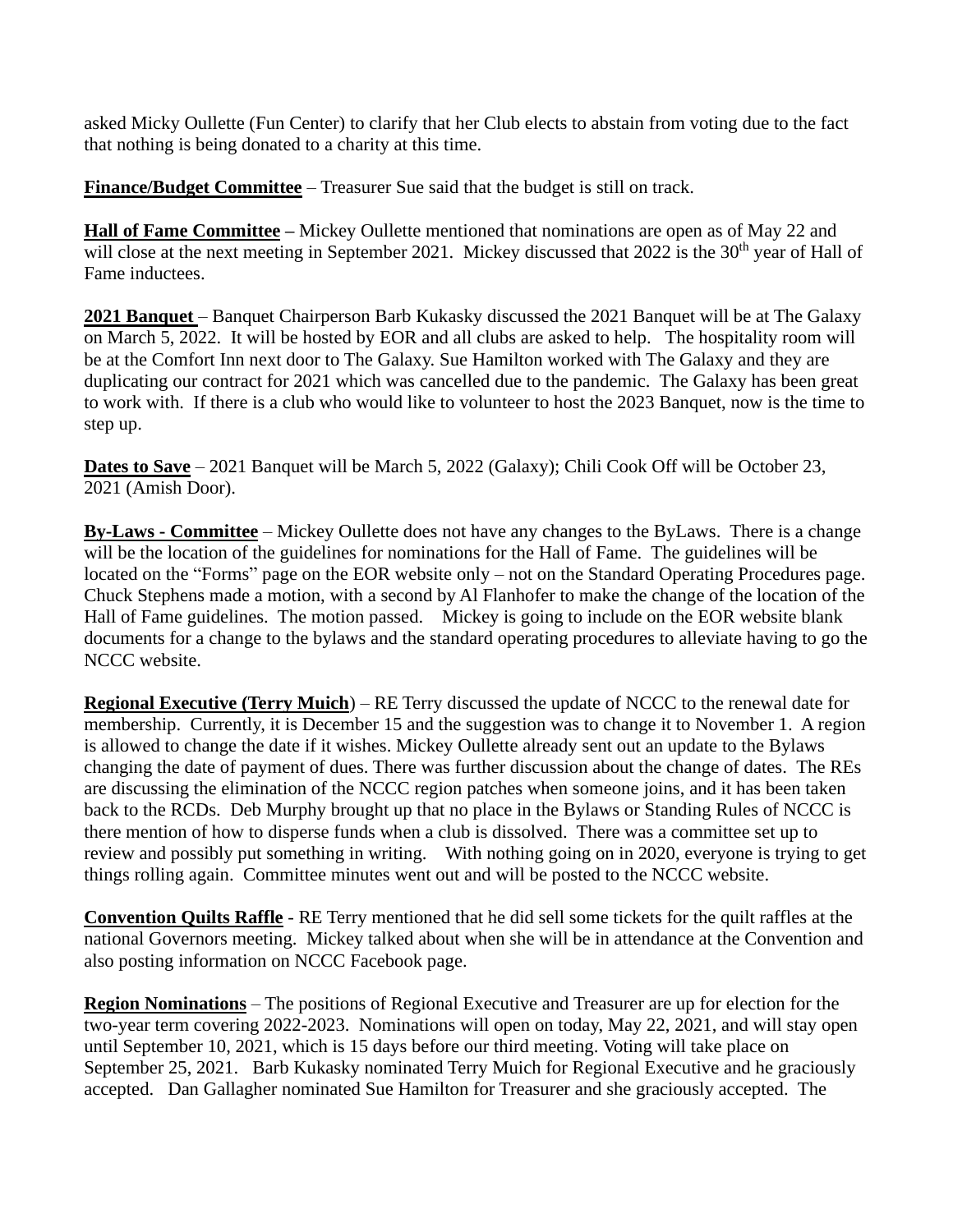asked Micky Oullette (Fun Center) to clarify that her Club elects to abstain from voting due to the fact that nothing is being donated to a charity at this time.

**Finance/Budget Committee** – Treasurer Sue said that the budget is still on track.

**Hall of Fame Committee –** Mickey Oullette mentioned that nominations are open as of May 22 and will close at the next meeting in September 2021. Mickey discussed that 2022 is the 30th year of Hall of Fame inductees.

**2021 Banquet** – Banquet Chairperson Barb Kukasky discussed the 2021 Banquet will be at The Galaxy on March 5, 2022. It will be hosted by EOR and all clubs are asked to help. The hospitality room will be at the Comfort Inn next door to The Galaxy. Sue Hamilton worked with The Galaxy and they are duplicating our contract for 2021 which was cancelled due to the pandemic. The Galaxy has been great to work with. If there is a club who would like to volunteer to host the 2023 Banquet, now is the time to step up.

**Dates to Save** – 2021 Banquet will be March 5, 2022 (Galaxy); Chili Cook Off will be October 23, 2021 (Amish Door).

**By-Laws - Committee** – Mickey Oullette does not have any changes to the ByLaws. There is a change will be the location of the guidelines for nominations for the Hall of Fame. The guidelines will be located on the "Forms" page on the EOR website only – not on the Standard Operating Procedures page. Chuck Stephens made a motion, with a second by Al Flanhofer to make the change of the location of the Hall of Fame guidelines. The motion passed. Mickey is going to include on the EOR website blank documents for a change to the bylaws and the standard operating procedures to alleviate having to go the NCCC website.

**Regional Executive (Terry Muich**) – RE Terry discussed the update of NCCC to the renewal date for membership. Currently, it is December 15 and the suggestion was to change it to November 1. A region is allowed to change the date if it wishes. Mickey Oullette already sent out an update to the Bylaws changing the date of payment of dues. There was further discussion about the change of dates. The REs are discussing the elimination of the NCCC region patches when someone joins, and it has been taken back to the RCDs. Deb Murphy brought up that no place in the Bylaws or Standing Rules of NCCC is there mention of how to disperse funds when a club is dissolved. There was a committee set up to review and possibly put something in writing. With nothing going on in 2020, everyone is trying to get things rolling again. Committee minutes went out and will be posted to the NCCC website.

**Convention Quilts Raffle** - RE Terry mentioned that he did sell some tickets for the quilt raffles at the national Governors meeting. Mickey talked about when she will be in attendance at the Convention and also posting information on NCCC Facebook page.

**Region Nominations** – The positions of Regional Executive and Treasurer are up for election for the two-year term covering 2022-2023. Nominations will open on today, May 22, 2021, and will stay open until September 10, 2021, which is 15 days before our third meeting. Voting will take place on September 25, 2021. Barb Kukasky nominated Terry Muich for Regional Executive and he graciously accepted. Dan Gallagher nominated Sue Hamilton for Treasurer and she graciously accepted. The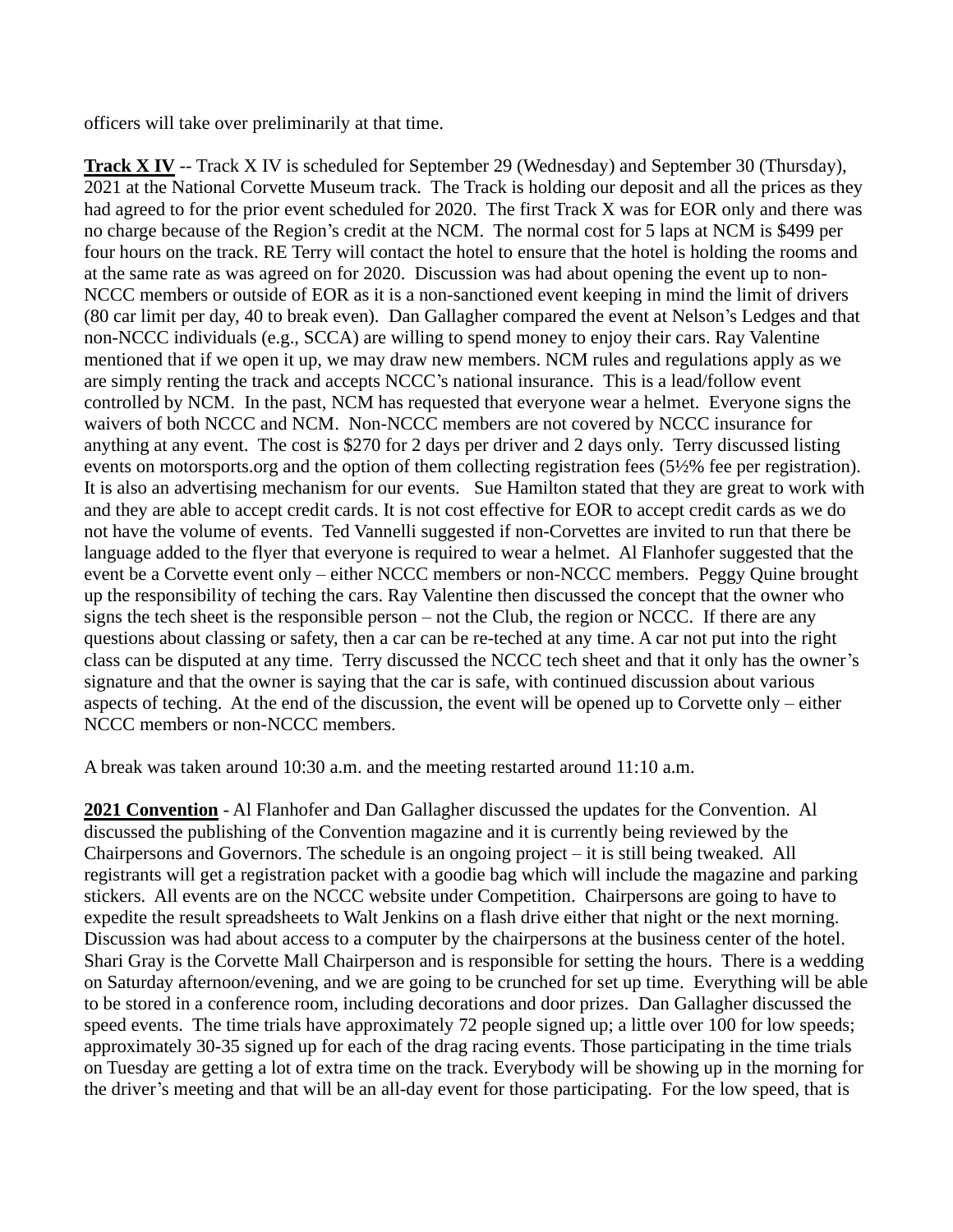officers will take over preliminarily at that time.

**Track X IV** -- Track X IV is scheduled for September 29 (Wednesday) and September 30 (Thursday), 2021 at the National Corvette Museum track. The Track is holding our deposit and all the prices as they had agreed to for the prior event scheduled for 2020. The first Track X was for EOR only and there was no charge because of the Region's credit at the NCM. The normal cost for 5 laps at NCM is $499 per four hours on the track. RE Terry will contact the hotel to ensure that the hotel is holding the rooms and at the same rate as was agreed on for 2020. Discussion was had about opening the event up to non-NCCC members or outside of EOR as it is a non-sanctioned event keeping in mind the limit of drivers (80 car limit per day, 40 to break even). Dan Gallagher compared the event at Nelson's Ledges and that non-NCCC individuals (e.g., SCCA) are willing to spend money to enjoy their cars. Ray Valentine mentioned that if we open it up, we may draw new members. NCM rules and regulations apply as we are simply renting the track and accepts NCCC's national insurance. This is a lead/follow event controlled by NCM. In the past, NCM has requested that everyone wear a helmet. Everyone signs the waivers of both NCCC and NCM. Non-NCCC members are not covered by NCCC insurance for anything at any event. The cost is $270 for 2 days per driver and 2 days only. Terry discussed listing events on motorsports.org and the option of them collecting registration fees (5½% fee per registration). It is also an advertising mechanism for our events. Sue Hamilton stated that they are great to work with and they are able to accept credit cards. It is not cost effective for EOR to accept credit cards as we do not have the volume of events. Ted Vannelli suggested if non-Corvettes are invited to run that there be language added to the flyer that everyone is required to wear a helmet. Al Flanhofer suggested that the event be a Corvette event only – either NCCC members or non-NCCC members. Peggy Quine brought up the responsibility of teching the cars. Ray Valentine then discussed the concept that the owner who signs the tech sheet is the responsible person – not the Club, the region or NCCC. If there are any questions about classing or safety, then a car can be re-teched at any time. A car not put into the right class can be disputed at any time. Terry discussed the NCCC tech sheet and that it only has the owner's signature and that the owner is saying that the car is safe, with continued discussion about various aspects of teching. At the end of the discussion, the event will be opened up to Corvette only – either NCCC members or non-NCCC members.

A break was taken around 10:30 a.m. and the meeting restarted around 11:10 a.m.

**2021 Convention** - Al Flanhofer and Dan Gallagher discussed the updates for the Convention. Al discussed the publishing of the Convention magazine and it is currently being reviewed by the Chairpersons and Governors. The schedule is an ongoing project – it is still being tweaked. All registrants will get a registration packet with a goodie bag which will include the magazine and parking stickers. All events are on the NCCC website under Competition. Chairpersons are going to have to expedite the result spreadsheets to Walt Jenkins on a flash drive either that night or the next morning. Discussion was had about access to a computer by the chairpersons at the business center of the hotel. Shari Gray is the Corvette Mall Chairperson and is responsible for setting the hours. There is a wedding on Saturday afternoon/evening, and we are going to be crunched for set up time. Everything will be able to be stored in a conference room, including decorations and door prizes. Dan Gallagher discussed the speed events. The time trials have approximately 72 people signed up; a little over 100 for low speeds; approximately 30-35 signed up for each of the drag racing events. Those participating in the time trials on Tuesday are getting a lot of extra time on the track. Everybody will be showing up in the morning for the driver's meeting and that will be an all-day event for those participating. For the low speed, that is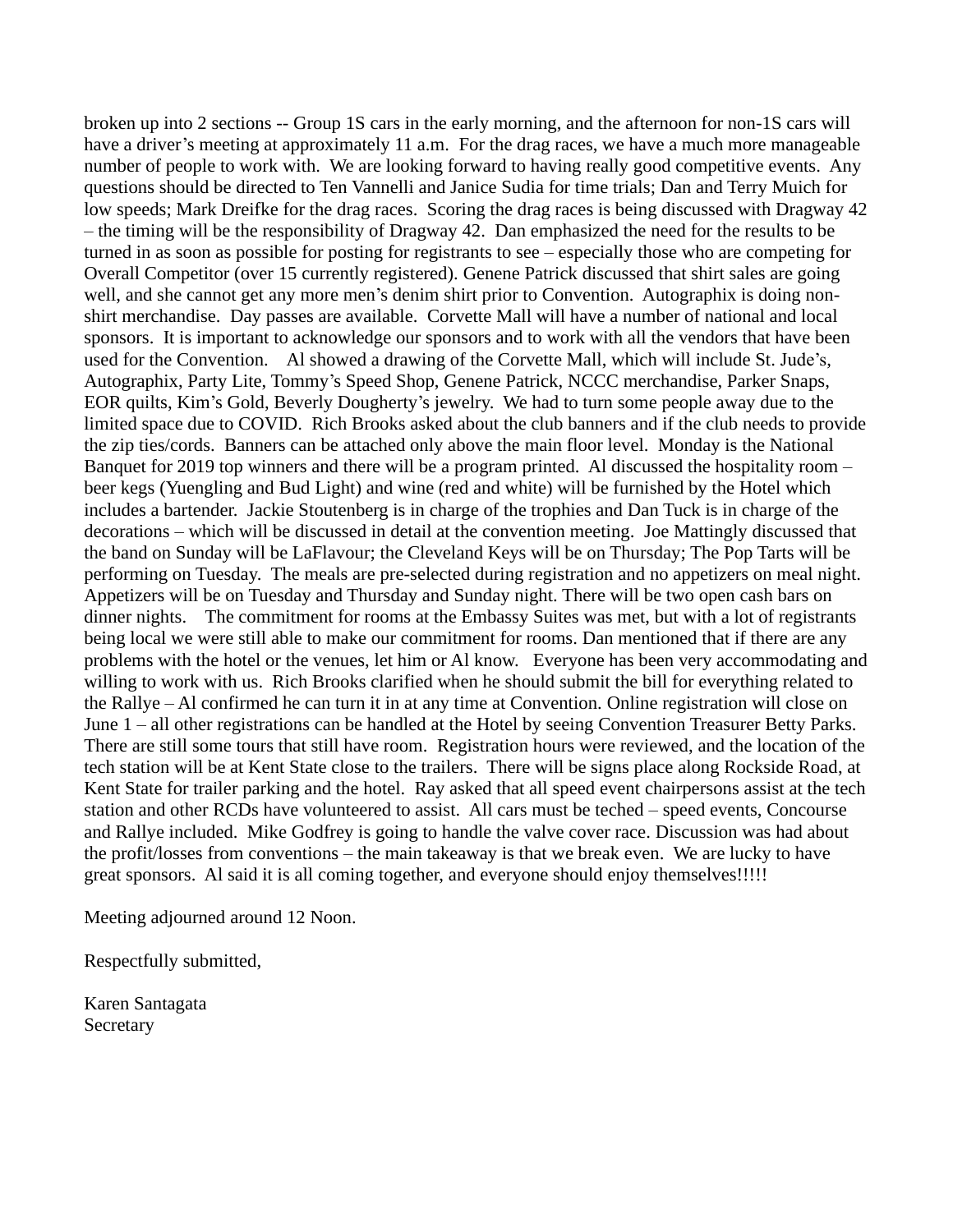broken up into 2 sections -- Group 1S cars in the early morning, and the afternoon for non-1S cars will have a driver's meeting at approximately 11 a.m. For the drag races, we have a much more manageable number of people to work with. We are looking forward to having really good competitive events. Any questions should be directed to Ten Vannelli and Janice Sudia for time trials; Dan and Terry Muich for low speeds; Mark Dreifke for the drag races. Scoring the drag races is being discussed with Dragway 42 – the timing will be the responsibility of Dragway 42. Dan emphasized the need for the results to be turned in as soon as possible for posting for registrants to see – especially those who are competing for Overall Competitor (over 15 currently registered). Genene Patrick discussed that shirt sales are going well, and she cannot get any more men's denim shirt prior to Convention. Autographix is doing non-shirt merchandise. Day passes are available. Corvette Mall will have a number of national and local sponsors. It is important to acknowledge our sponsors and to work with all the vendors that have been used for the Convention. Al showed a drawing of the Corvette Mall, which will include St. Jude's, Autographix, Party Lite, Tommy's Speed Shop, Genene Patrick, NCCC merchandise, Parker Snaps, EOR quilts, Kim's Gold, Beverly Dougherty's jewelry. We had to turn some people away due to the limited space due to COVID. Rich Brooks asked about the club banners and if the club needs to provide the zip ties/cords. Banners can be attached only above the main floor level. Monday is the National Banquet for 2019 top winners and there will be a program printed. Al discussed the hospitality room – beer kegs (Yuengling and Bud Light) and wine (red and white) will be furnished by the Hotel which includes a bartender. Jackie Stoutenberg is in charge of the trophies and Dan Tuck is in charge of the decorations – which will be discussed in detail at the convention meeting. Joe Mattingly discussed that the band on Sunday will be LaFlavour; the Cleveland Keys will be on Thursday; The Pop Tarts will be performing on Tuesday. The meals are pre-selected during registration and no appetizers on meal night. Appetizers will be on Tuesday and Thursday and Sunday night. There will be two open cash bars on dinner nights. The commitment for rooms at the Embassy Suites was met, but with a lot of registrants being local we were still able to make our commitment for rooms. Dan mentioned that if there are any problems with the hotel or the venues, let him or Al know. Everyone has been very accommodating and willing to work with us. Rich Brooks clarified when he should submit the bill for everything related to the Rallye – Al confirmed he can turn it in at any time at Convention. Online registration will close on June 1 – all other registrations can be handled at the Hotel by seeing Convention Treasurer Betty Parks. There are still some tours that still have room. Registration hours were reviewed, and the location of the tech station will be at Kent State close to the trailers. There will be signs place along Rockside Road, at Kent State for trailer parking and the hotel. Ray asked that all speed event chairpersons assist at the tech station and other RCDs have volunteered to assist. All cars must be teched – speed events, Concourse and Rallye included. Mike Godfrey is going to handle the valve cover race. Discussion was had about the profit/losses from conventions – the main takeaway is that we break even. We are lucky to have great sponsors. Al said it is all coming together, and everyone should enjoy themselves!!!!!

Meeting adjourned around 12 Noon.

Respectfully submitted,

Karen Santagata
Secretary